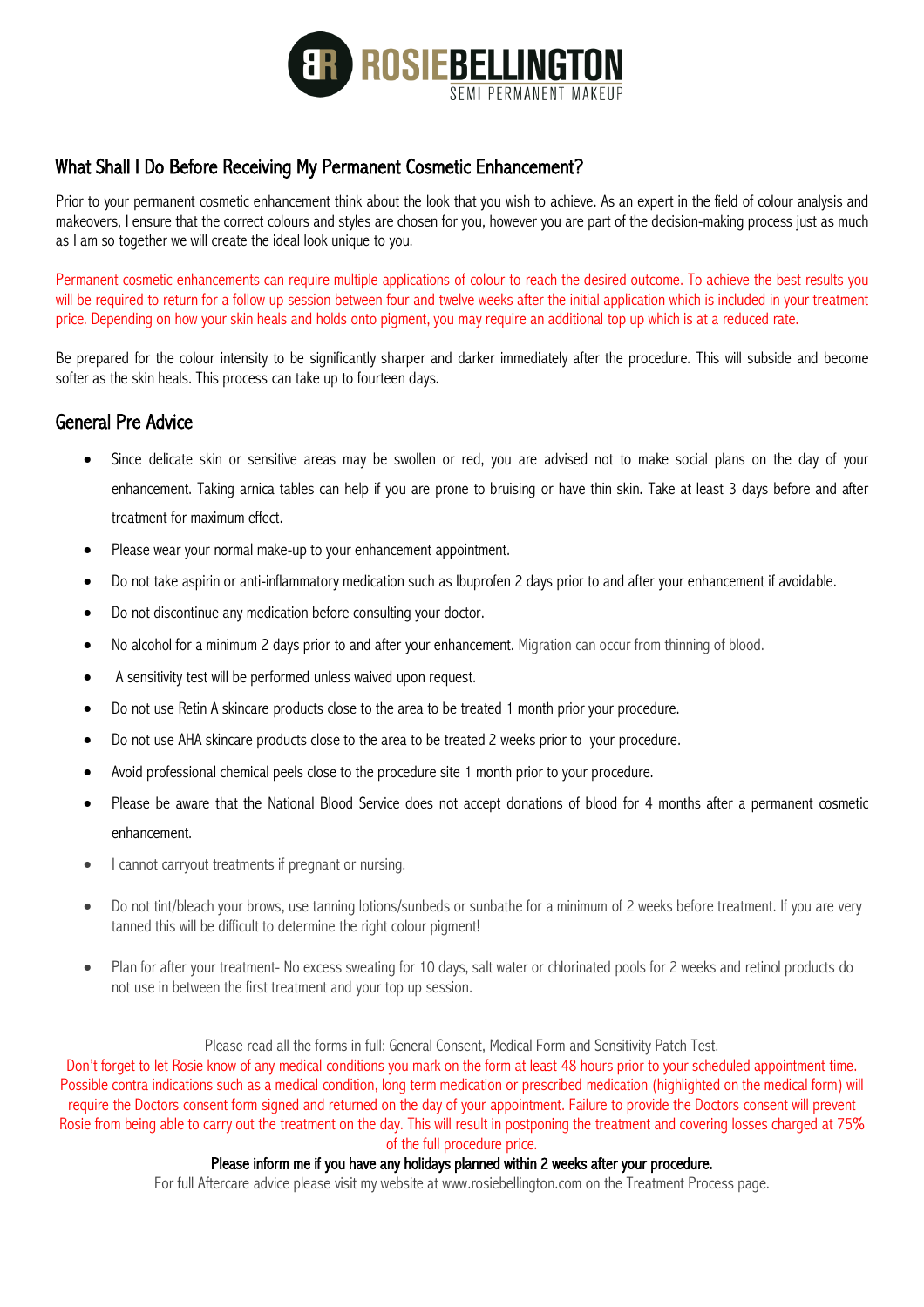# ROSIEBELLINGTON
SEMI PERMANENT MAKEUP

## What Shall I Do Before Receiving My Permanent Cosmetic Enhancement?

Prior to your permanent cosmetic enhancement think about the look that you wish to achieve. As an expert in the field of colour analysis and makeovers, I ensure that the correct colours and styles are chosen for you, however you are part of the decision-making process just as much as I am so together we will create the ideal look unique to you.

Permanent cosmetic enhancements can require multiple applications of colour to reach the desired outcome. To achieve the best results you will be required to return for a follow up session between four and twelve weeks after the initial application which is included in your treatment price. Depending on how your skin heals and holds onto pigment, you may require an additional top up which is at a reduced rate.

Be prepared for the colour intensity to be significantly sharper and darker immediately after the procedure. This will subside and become softer as the skin heals. This process can take up to fourteen days.

## General Pre Advice

- Since delicate skin or sensitive areas may be swollen or red, you are advised not to make social plans on the day of your enhancement. Taking arnica tables can help if you are prone to bruising or have thin skin. Take at least 3 days before and after treatment for maximum effect.
- Please wear your normal make-up to your enhancement appointment.
- Do not take aspirin or anti-inflammatory medication such as Ibuprofen 2 days prior to and after your enhancement if avoidable.
- Do not discontinue any medication before consulting your doctor.
- No alcohol for a minimum 2 days prior to and after your enhancement. Migration can occur from thinning of blood.
- A sensitivity test will be performed unless waived upon request.
- Do not use Retin A skincare products close to the area to be treated 1 month prior your procedure.
- Do not use AHA skincare products close to the area to be treated 2 weeks prior to your procedure.
- Avoid professional chemical peels close to the procedure site 1 month prior to your procedure.
- Please be aware that the National Blood Service does not accept donations of blood for 4 months after a permanent cosmetic enhancement.
- I cannot carryout treatments if pregnant or nursing.
- Do not tint/bleach your brows, use tanning lotions/sunbeds or sunbathe for a minimum of 2 weeks before treatment. If you are very tanned this will be difficult to determine the right colour pigment!
- Plan for after your treatment- No excess sweating for 10 days, salt water or chlorinated pools for 2 weeks and retinol products do not use in between the first treatment and your top up session.

Please read all the forms in full: General Consent, Medical Form and Sensitivity Patch Test.

Don't forget to let Rosie know of any medical conditions you mark on the form at least 48 hours prior to your scheduled appointment time. Possible contra indications such as a medical condition, long term medication or prescribed medication (highlighted on the medical form) will require the Doctors consent form signed and returned on the day of your appointment. Failure to provide the Doctors consent will prevent Rosie from being able to carry out the treatment on the day. This will result in postponing the treatment and covering losses charged at 75% of the full procedure price.

**Please inform me if you have any holidays planned within 2 weeks after your procedure.**

For full Aftercare advice please visit my website at www.rosiebellington.com on the Treatment Process page.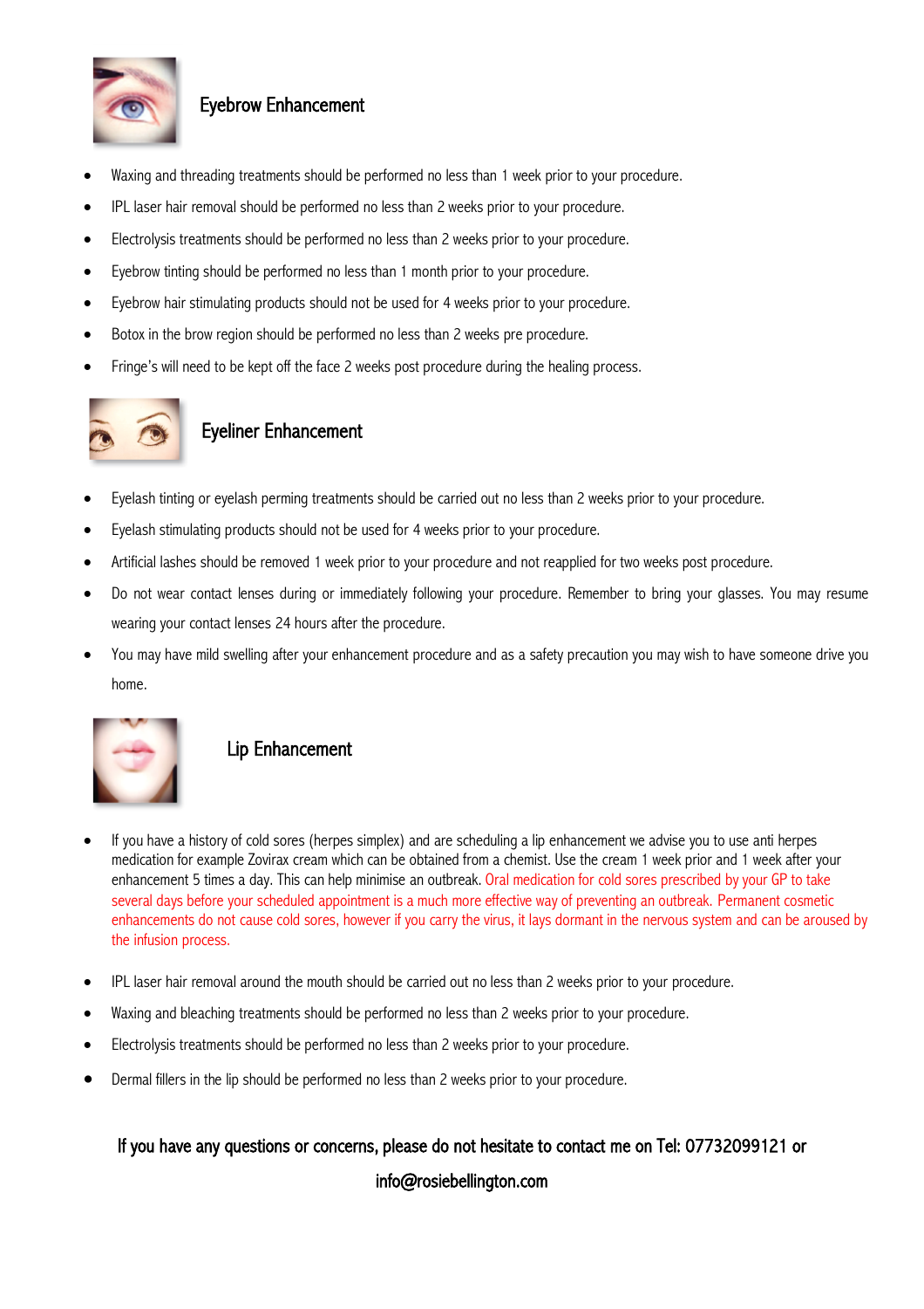## Eyebrow Enhancement

- Waxing and threading treatments should be performed no less than 1 week prior to your procedure.
- IPL laser hair removal should be performed no less than 2 weeks prior to your procedure.
- Electrolysis treatments should be performed no less than 2 weeks prior to your procedure.
- Eyebrow tinting should be performed no less than 1 month prior to your procedure.
- Eyebrow hair stimulating products should not be used for 4 weeks prior to your procedure.
- Botox in the brow region should be performed no less than 2 weeks pre procedure.
- Fringe's will need to be kept off the face 2 weeks post procedure during the healing process.

## Eyeliner Enhancement

- Eyelash tinting or eyelash perming treatments should be carried out no less than 2 weeks prior to your procedure.
- Eyelash stimulating products should not be used for 4 weeks prior to your procedure.
- Artificial lashes should be removed 1 week prior to your procedure and not reapplied for two weeks post procedure.
- Do not wear contact lenses during or immediately following your procedure. Remember to bring your glasses. You may resume wearing your contact lenses 24 hours after the procedure.
- You may have mild swelling after your enhancement procedure and as a safety precaution you may wish to have someone drive you home.

## Lip Enhancement

- If you have a history of cold sores (herpes simplex) and are scheduling a lip enhancement we advise you to use anti herpes medication for example Zovirax cream which can be obtained from a chemist. Use the cream 1 week prior and 1 week after your enhancement 5 times a day. This can help minimise an outbreak. Oral medication for cold sores prescribed by your GP to take several days before your scheduled appointment is a much more effective way of preventing an outbreak. Permanent cosmetic enhancements do not cause cold sores, however if you carry the virus, it lays dormant in the nervous system and can be aroused by the infusion process.
- IPL laser hair removal around the mouth should be carried out no less than 2 weeks prior to your procedure.
- Waxing and bleaching treatments should be performed no less than 2 weeks prior to your procedure.
- Electrolysis treatments should be performed no less than 2 weeks prior to your procedure.
- Dermal fillers in the lip should be performed no less than 2 weeks prior to your procedure.

**If you have any questions or concerns, please do not hesitate to contact me on Tel: 07732099121 or info@rosiebellington.com**